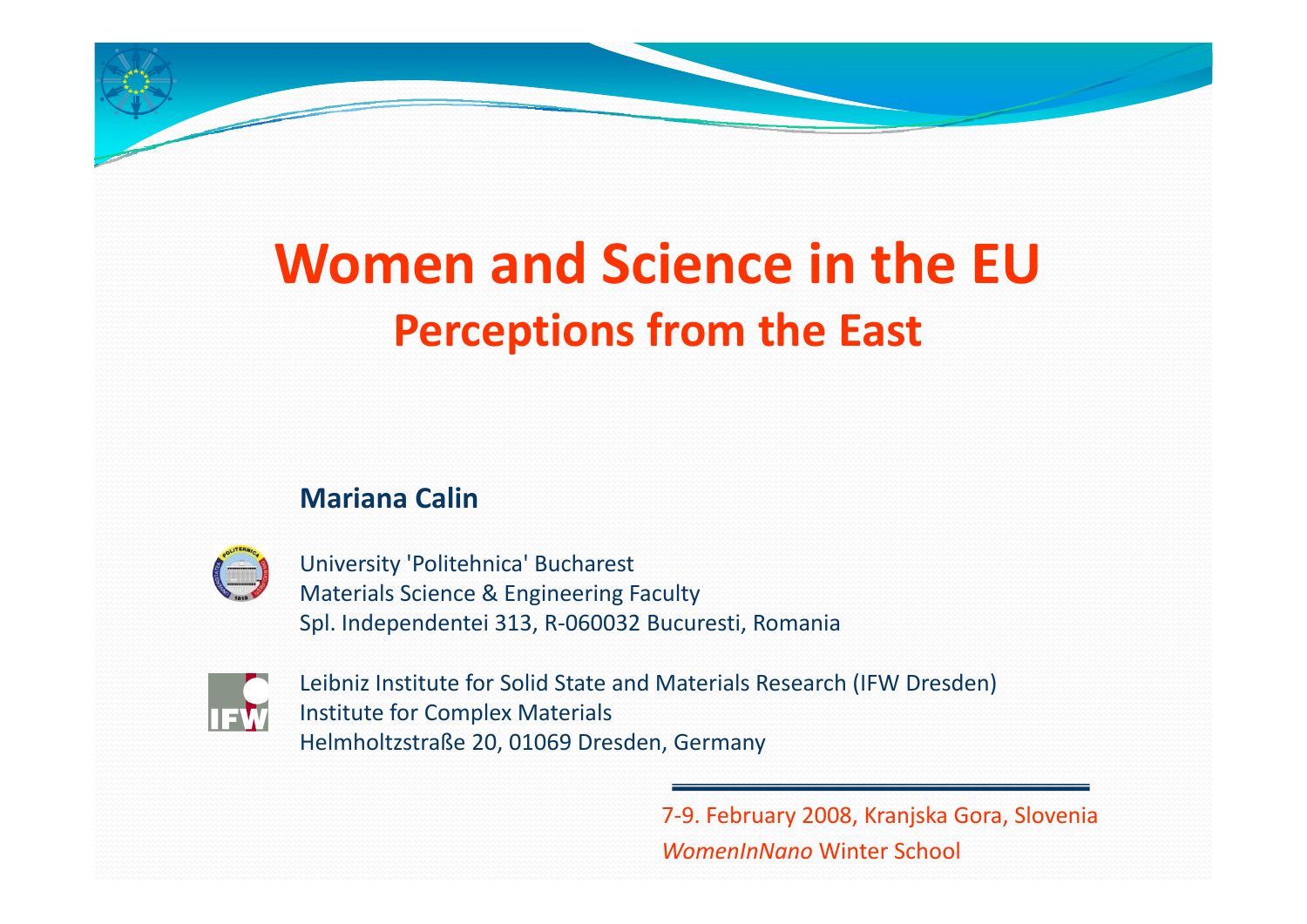# Women and Science in the EU

## Perceptions from the East

**Mariana Calin**

University 'Politehnica' Bucharest
Materials Science & Engineering Faculty
Spl. Independentei 313, R-060032 Bucuresti, Romania

Leibniz Institute for Solid State and Materials Research (IFW Dresden)
Institute for Complex Materials
Helmholtzstraße 20, 01069 Dresden, Germany

7-9. February 2008, Kranjska Gora, Slovenia
*WomenInNano* Winter School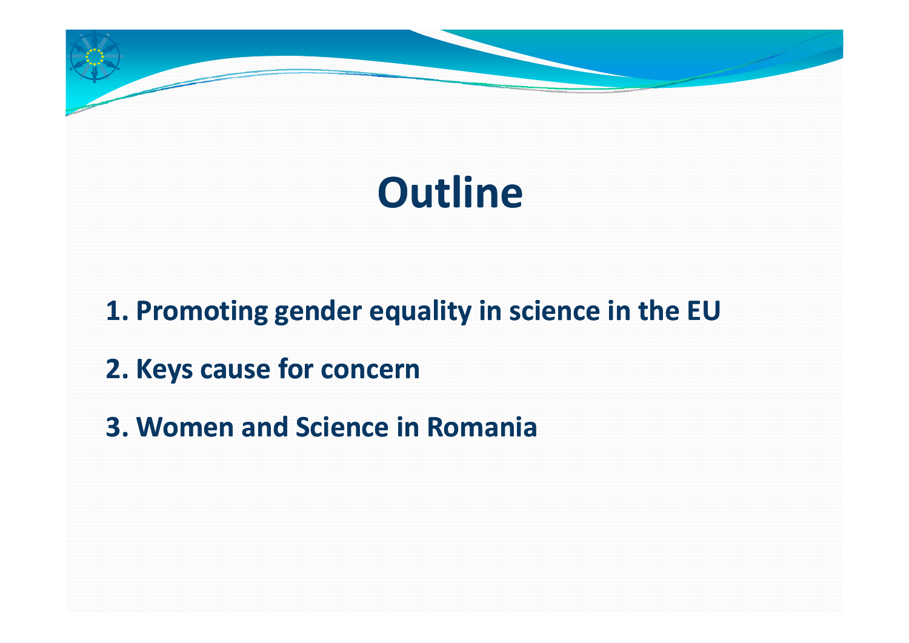# Outline

1. Promoting gender equality in science in the EU

2. Keys cause for concern

3. Women and Science in Romania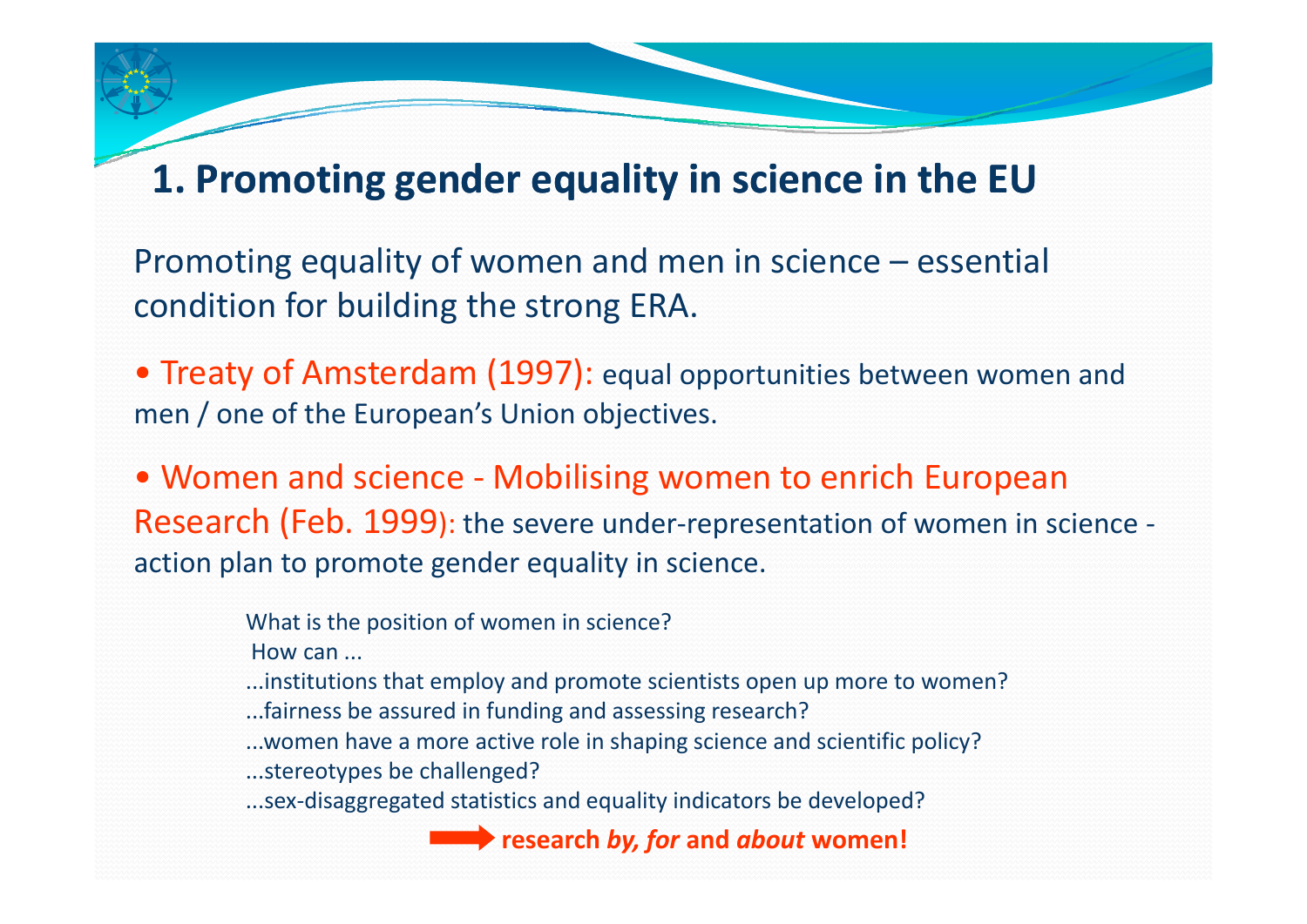# 1. Promoting gender equality in science in the EU

Promoting equality of women and men in science – essential condition for building the strong ERA.

- Treaty of Amsterdam (1997): equal opportunities between women and men / one of the European's Union objectives.

- Women and science - Mobilising women to enrich European Research (Feb. 1999): the severe under-representation of women in science - action plan to promote gender equality in science.

What is the position of women in science?

How can ...

...institutions that employ and promote scientists open up more to women?

...fairness be assured in funding and assessing research?

...women have a more active role in shaping science and scientific policy?

...stereotypes be challenged?

...sex-disaggregated statistics and equality indicators be developed?

→ **research *by, for* and *about* women!**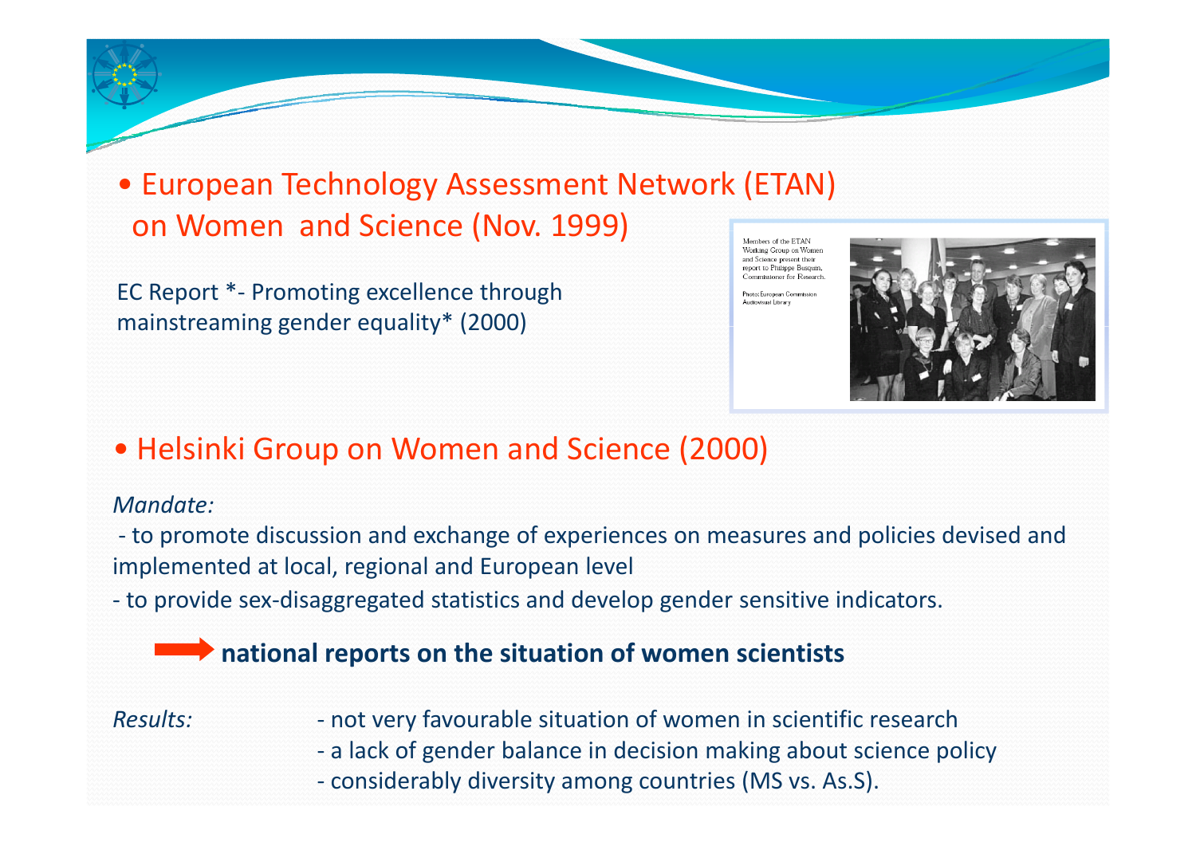- European Technology Assessment Network (ETAN) on Women and Science (Nov. 1999)

EC Report *- Promoting excellence through mainstreaming gender equality* (2000)

Members of the ETAN Working Group on Women and Science present their report to Philippe Busquin, Commissioner for Research.

Photo: European Commission Audiovisual Library

- Helsinki Group on Women and Science (2000)

*Mandate:*

- to promote discussion and exchange of experiences on measures and policies devised and implemented at local, regional and European level
- to provide sex-disaggregated statistics and develop gender sensitive indicators.

→ **national reports on the situation of women scientists**

*Results:*

- not very favourable situation of women in scientific research
- a lack of gender balance in decision making about science policy
- considerably diversity among countries (MS vs. As.S).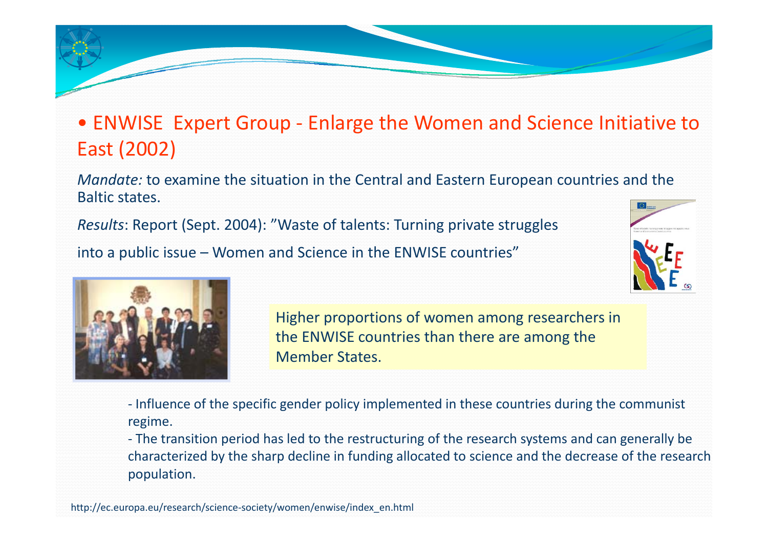- ENWISE Expert Group - Enlarge the Women and Science Initiative to East (2002)

*Mandate:* to examine the situation in the Central and Eastern European countries and the Baltic states.

*Results*: Report (Sept. 2004): "Waste of talents: Turning private struggles into a public issue – Women and Science in the ENWISE countries"

Higher proportions of women among researchers in the ENWISE countries than there are among the Member States.

- Influence of the specific gender policy implemented in these countries during the communist regime.
- The transition period has led to the restructuring of the research systems and can generally be characterized by the sharp decline in funding allocated to science and the decrease of the research population.

http://ec.europa.eu/research/science-society/women/enwise/index_en.html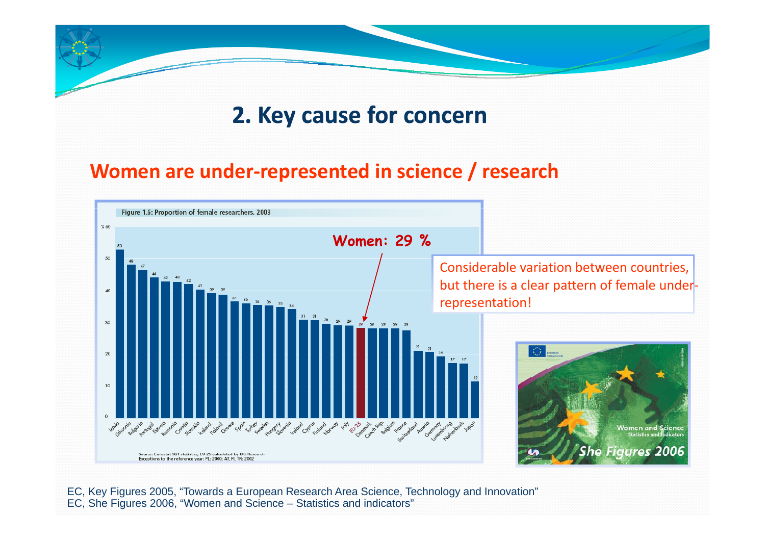## 2. Key cause for concern

### Women are under-represented in science / research

Figure 1.6: Proportion of female researchers, 2003

| Country | % |
|---|---|
| Latvia | 53 |
| Lithuania | 48 |
| Bulgaria | 47 |
| Portugal | 44 |
| Estonia | 43 |
| Romania | 43 |
| Croatia | 42 |
| Slovakia | 41 |
| Iceland | 39 |
| Poland | 39 |
| Greece | 37 |
| Spain | 36 |
| Turkey | 36 |
| Sweden | 36 |
| Hungary | 35 |
| Slovenia | 34 |
| Ireland | 31 |
| Cyprus | 31 |
| Finland | 30 |
| Norway | 29 |
| Italy | 29 |
| EU-25 | 29 |
| Denmark | 28 |
| Czech Rep. | 28 |
| Belgium | 28 |
| France | 28 |
| Switzerland | 21 |
| Austria | 21 |
| Germany | 19 |
| Luxembourg | 17 |
| Netherlands | 17 |
| Japan | 12 |

Women: 29 %

Source: Eurostat S&T statistics, EU-25 calculated by DG Research
Exceptions to the reference year: PL: 2000; AT, FI, TR: 2002

Considerable variation between countries, but there is a clear pattern of female under-representation!

Women and Science Statistics and Indicators
She Figures 2006

EC, Key Figures 2005, "Towards a European Research Area Science, Technology and Innovation"
EC, She Figures 2006, "Women and Science – Statistics and indicators"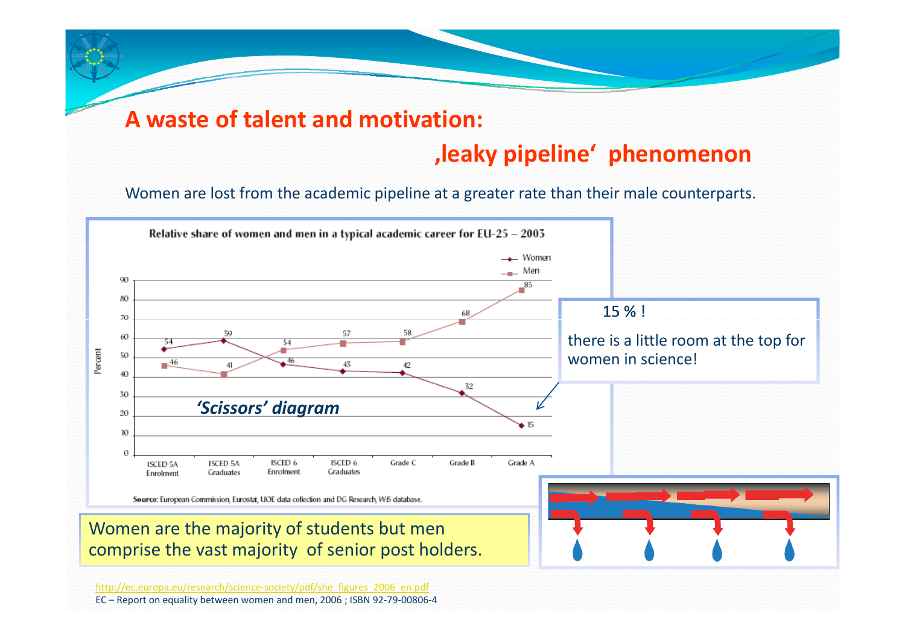# A waste of talent and motivation:

## ‚leaky pipeline' phenomenon

Women are lost from the academic pipeline at a greater rate than their male counterparts.

**Relative share of women and men in a typical academic career for EU-25 – 2003**

| | ISCED 5A Enrolment | ISCED 5A Graduates | ISCED 6 Enrolment | ISCED 6 Graduates | Grade C | Grade B | Grade A |
|---|---|---|---|---|---|---|---|
| Women | 54 | 59 | 46 | 43 | 42 | 32 | 15 |
| Men | 46 | 41 | 54 | 57 | 58 | 68 | 85 |

*'Scissors' diagram*

**Source**: European Commission, Eurostat, UOE data collection and DG Research, WiS database.

15 % !

there is a little room at the top for women in science!

Women are the majority of students but men comprise the vast majority of senior post holders.

http://ec.europa.eu/research/science-society/pdf/she_figures_2006_en.pdf

EC – Report on equality between women and men, 2006 ; ISBN 92-79-00806-4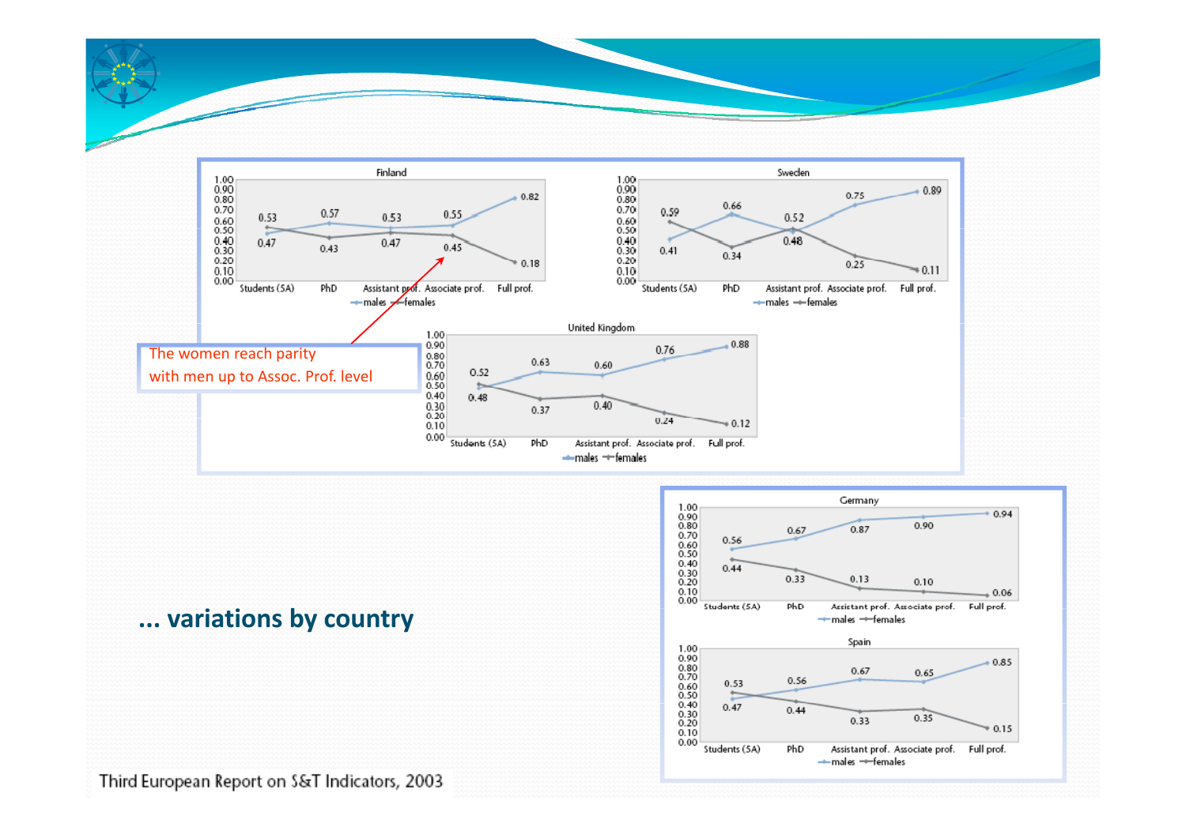## ... variations by country

**Finland**

| | Students (5A) | PhD | Assistant prof. | Associate prof. | Full prof. |
|---|---|---|---|---|---|
| males | 0.47 | 0.57 | 0.53 | 0.55 | 0.82 |
| females | 0.53 | 0.43 | 0.47 | 0.45 | 0.18 |

**Sweden**

| | Students (5A) | PhD | Assistant prof. | Associate prof. | Full prof. |
|---|---|---|---|---|---|
| males | 0.41 | 0.66 | 0.48 | 0.75 | 0.89 |
| females | 0.59 | 0.34 | 0.52 | 0.25 | 0.11 |

**United Kingdom**

| | Students (5A) | PhD | Assistant prof. | Associate prof. | Full prof. |
|---|---|---|---|---|---|
| males | 0.48 | 0.63 | 0.60 | 0.76 | 0.88 |
| females | 0.52 | 0.37 | 0.40 | 0.24 | 0.12 |

The women reach parity with men up to Assoc. Prof. level

**Germany**

| | Students (5A) | PhD | Assistant prof. | Associate prof. | Full prof. |
|---|---|---|---|---|---|
| males | 0.56 | 0.67 | 0.87 | 0.90 | 0.94 |
| females | 0.44 | 0.33 | 0.13 | 0.10 | 0.06 |

**Spain**

| | Students (5A) | PhD | Assistant prof. | Associate prof. | Full prof. |
|---|---|---|---|---|---|
| males | 0.47 | 0.56 | 0.67 | 0.65 | 0.85 |
| females | 0.53 | 0.44 | 0.33 | 0.35 | 0.15 |

Third European Report on S&T Indicators, 2003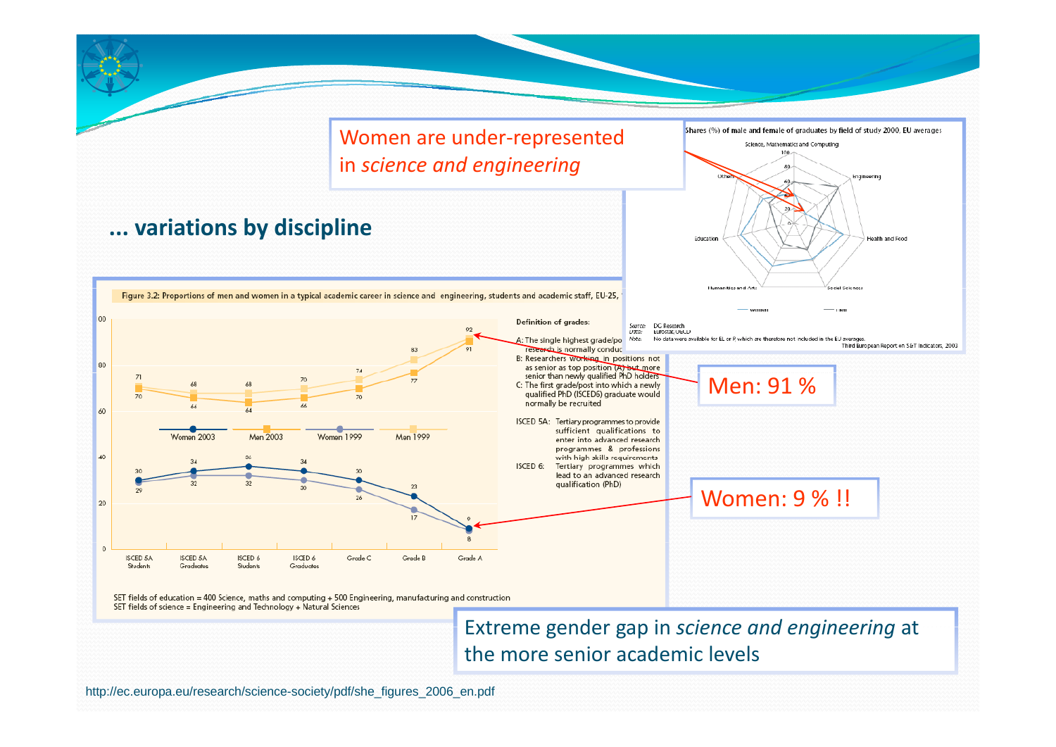Women are under-represented in *science and engineering*

## ... variations by discipline

Shares (%) of male and female of graduates by field of study 2000, EU averages

Figure 3.2: Proportions of men and women in a typical academic career in science and engineering, students and academic staff, EU-25,

Definition of grades:

A: The single highest grade/po... research is normally conduc...

B: Researchers working in positions not as senior as top position (A) but more senior than newly qualified PhD holders

C: The first grade/post into which a newly qualified PhD (ISCED6) graduate would normally be recruited

ISCED 5A: Tertiary programmes to provide sufficient qualifications to enter into advanced research programmes & professions with high skills requirements

ISCED 6: Tertiary programmes which lead to an advanced research qualification (PhD)

| | ISCED 5A Students | ISCED 5A Graduates | ISCED 6 Students | ISCED 6 Graduates | Grade C | Grade B | Grade A |
|---|---|---|---|---|---|---|---|
| Women 2003 | 30 | 34 | 36 | 34 | 30 | 23 | 9 |
| Men 2003 | 70 | 66 | 64 | 66 | 70 | 77 | 91 |
| Women 1999 | 29 | 32 | 32 | 30 | 26 | 17 | 8 |
| Men 1999 | 71 | 68 | 68 | 70 | 74 | 83 | 92 |

SET fields of education = 400 Science, maths and computing + 500 Engineering, manufacturing and construction
SET fields of science = Engineering and Technology + Natural Sciences

Source: DG Research
Data: Eurostat, OECD
Note: No data were available for EL or P which are therefore not included in the EU averages.
Third European Report on S&T Indicators, 2003

Men: 91 %

Women: 9 % !!

Extreme gender gap in *science and engineering* at the more senior academic levels

http://ec.europa.eu/research/science-society/pdf/she_figures_2006_en.pdf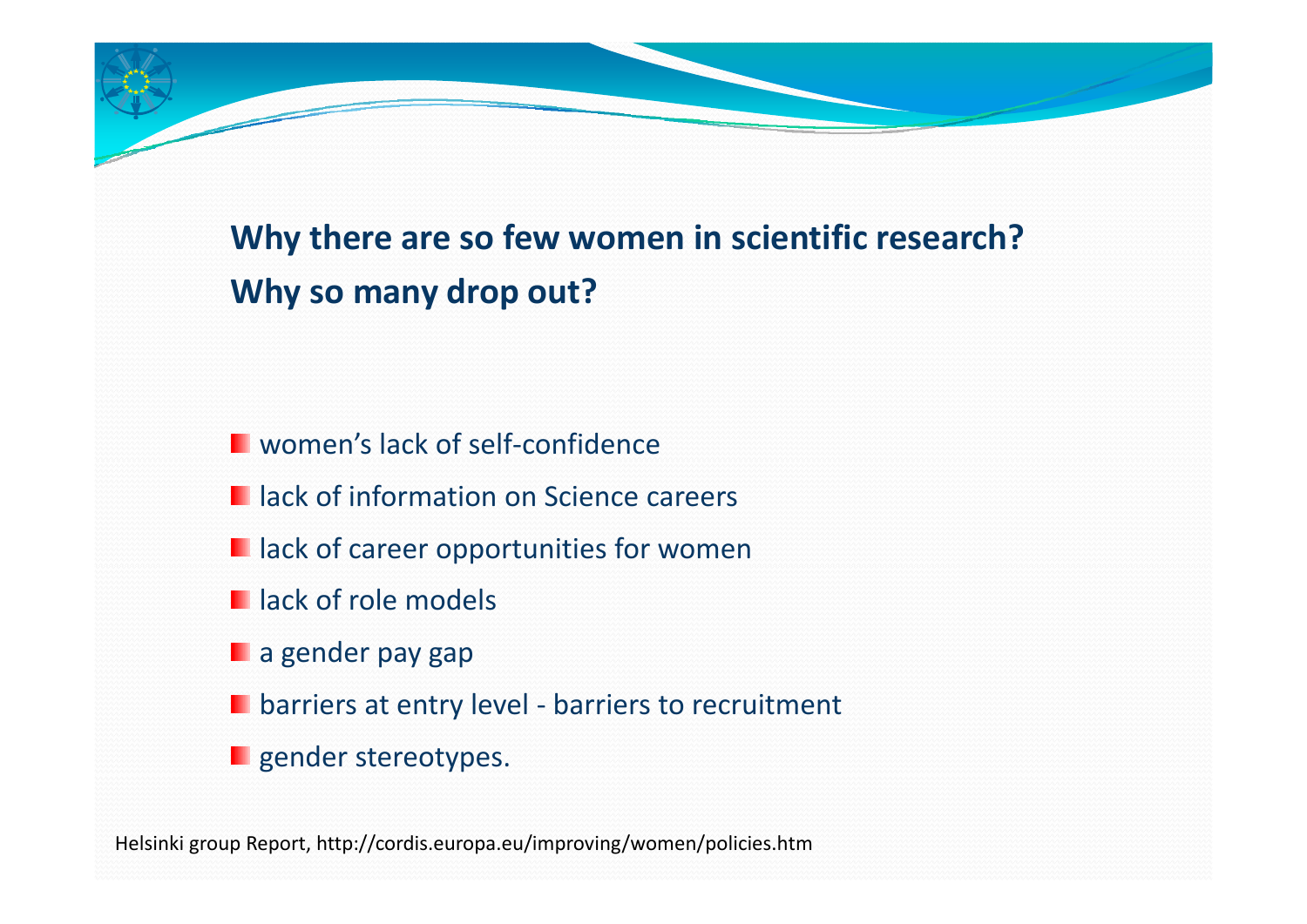## Why there are so few women in scientific research?
## Why so many drop out?

- women’s lack of self-confidence
- lack of information on Science careers
- lack of career opportunities for women
- lack of role models
- a gender pay gap
- barriers at entry level - barriers to recruitment
- gender stereotypes.

Helsinki group Report, http://cordis.europa.eu/improving/women/policies.htm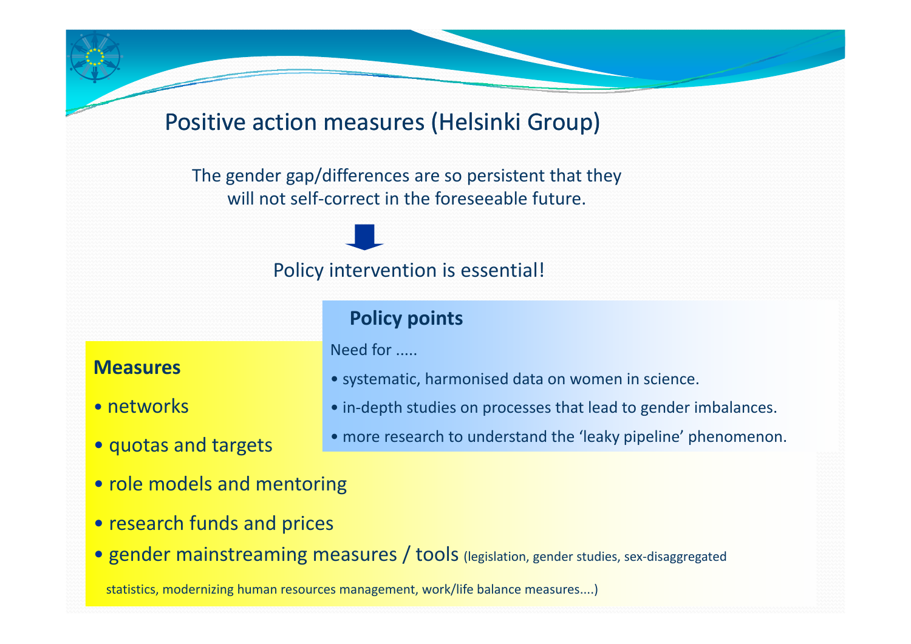# Positive action measures (Helsinki Group)

The gender gap/differences are so persistent that they will not self-correct in the foreseeable future.

⬇

Policy intervention is essential!

### Policy points

Need for .....

- systematic, harmonised data on women in science.
- in-depth studies on processes that lead to gender imbalances.
- more research to understand the 'leaky pipeline' phenomenon.

### Measures

- networks
- quotas and targets
- role models and mentoring
- research funds and prices
- gender mainstreaming measures / tools (legislation, gender studies, sex-disaggregated statistics, modernizing human resources management, work/life balance measures....)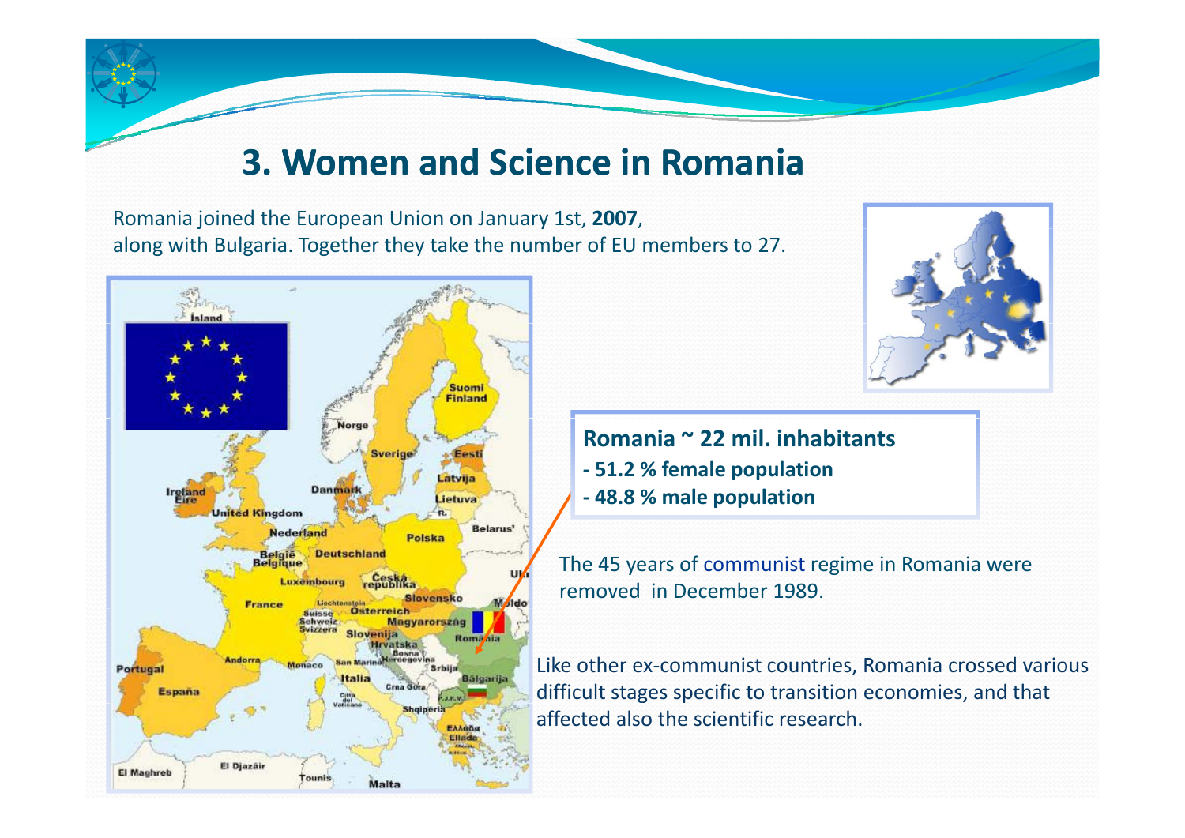# 3. Women and Science in Romania

Romania joined the European Union on January 1st, **2007**, along with Bulgaria. Together they take the number of EU members to 27.

**Romania ~ 22 mil. inhabitants**
**- 51.2 % female population**
**- 48.8 % male population**

The 45 years of communist regime in Romania were removed in December 1989.

Like other ex-communist countries, Romania crossed various difficult stages specific to transition economies, and that affected also the scientific research.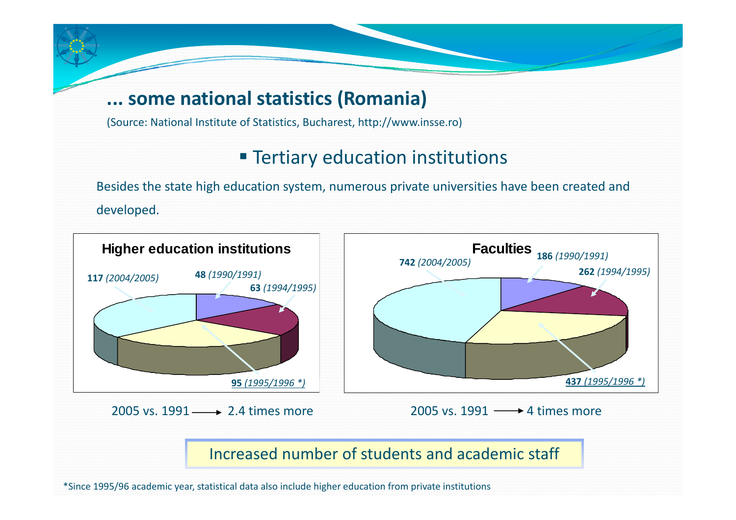## ... some national statistics (Romania)

(Source: National Institute of Statistics, Bucharest, http://www.insse.ro)

- Tertiary education institutions

Besides the state high education system, numerous private universities have been created and developed.

**Higher education institutions**

**48** *(1990/1991)*

**63** *(1994/1995)*

**95** *(1995/1996 *)*

**117** *(2004/2005)*

2005 vs. 1991 → 2.4 times more

**Faculties**

**186** *(1990/1991)*

**262** *(1994/1995)*

**437** *(1995/1996 *)*

**742** *(2004/2005)*

2005 vs. 1991 → 4 times more

Increased number of students and academic staff

*Since 1995/96 academic year, statistical data also include higher education from private institutions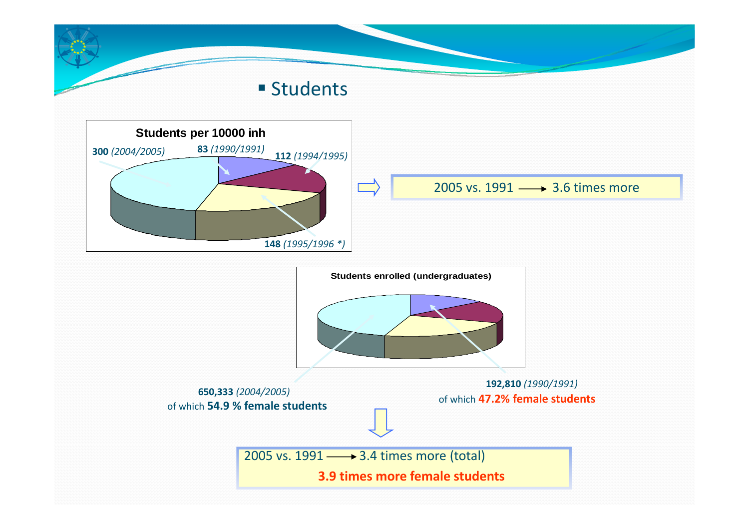## Students

**Students per 10000 inh**

**300** *(2004/2005)*

**83** *(1990/1991)*

**112** *(1994/1995)*

**148** *(1995/1996 *)*

2005 vs. 1991 → 3.6 times more

**Students enrolled (undergraduates)**

**650,333** *(2004/2005)*
of which **54.9 % female students**

**192,810** *(1990/1991)*
of which **47.2% female students**

2005 vs. 1991 → 3.4 times more (total)

**3.9 times more female students**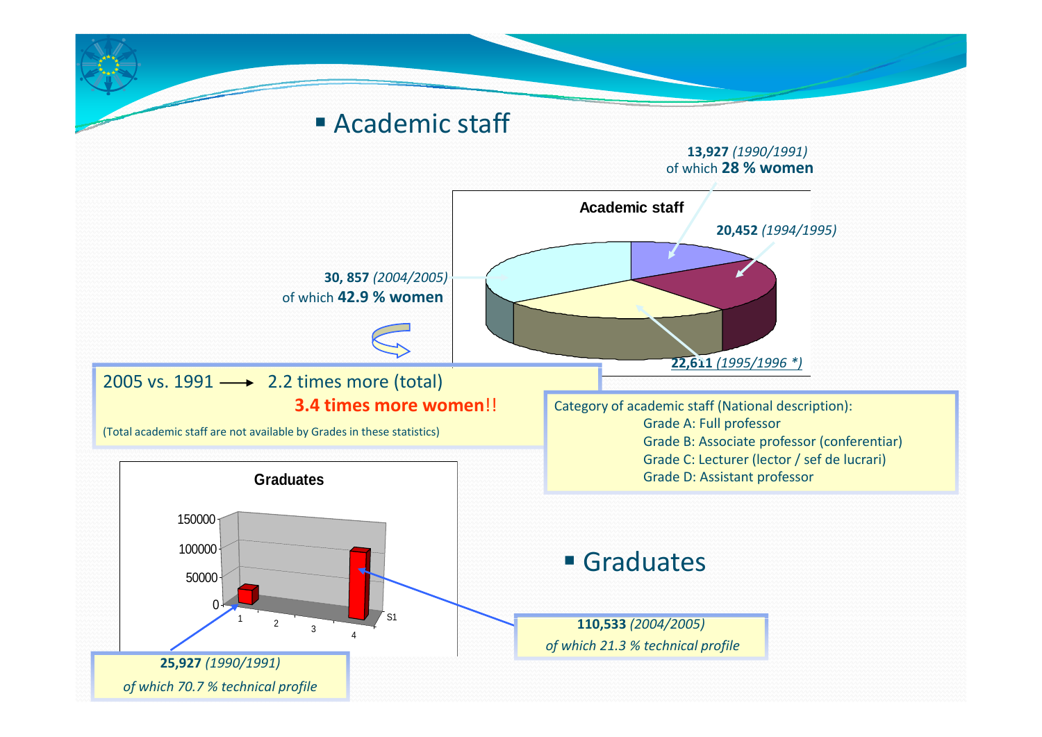- Academic staff

**Academic staff**

**13,927** *(1990/1991)* of which **28 % women**

**20,452** *(1994/1995)*

**30, 857** *(2004/2005)* of which **42.9 % women**

**22,611** *(1995/1996 \*)*

2005 vs. 1991 ⟶ 2.2 times more (total)
**3.4 times more women**!!

(Total academic staff are not available by Grades in these statistics)

Category of academic staff (National description):
- Grade A: Full professor
- Grade B: Associate professor (conferentiar)
- Grade C: Lecturer (lector / sef de lucrari)
- Grade D: Assistant professor

**Graduates**

150000
100000
50000
0

1 2 3 4 S1

- Graduates

**110,533** *(2004/2005)*
*of which 21.3 % technical profile*

**25,927** *(1990/1991)*
*of which 70.7 % technical profile*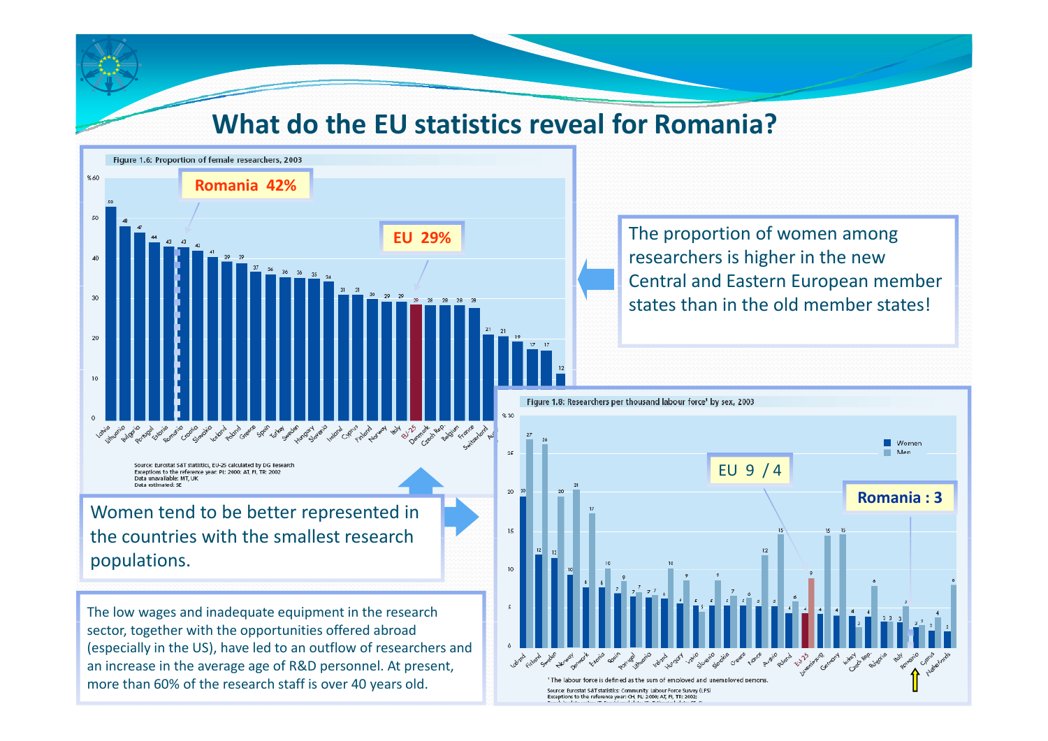# What do the EU statistics reveal for Romania?

**Figure 1.6: Proportion of female researchers, 2003**

Romania 42%

EU 29%

| Country | % |
|---|---|
| Latvia | 53 |
| Lithuania | 48 |
| Bulgaria | 47 |
| Portugal | 44 |
| Estonia | 43 |
| Romania | 43 |
| Croatia | 41 |
| Slovakia | 41 |
| Iceland | 39 |
| Poland | 39 |
| Greece | 37 |
| Spain | 36 |
| Turkey | 36 |
| Sweden | 36 |
| Hungary | 35 |
| Slovenia | 34 |
| Ireland | 31 |
| Cyprus | 31 |
| Finland | 30 |
| Norway | 29 |
| Italy | 29 |
| EU-25 | 29 |
| Denmark | 28 |
| Czech Rep. | 28 |
| Belgium | 28 |
| France | 28 |
| Switzerland | 21 |
| Au... | 21 |
| | 19 |
| | 17 |
| | 17 |
| | 12 |

Source: Eurostat S&T statistics, EU-25 calculated by DG Research
Exceptions to the reference year: PL: 2000; AT, FI, TR: 2002
Data unavailable: MT, UK
Data estimated: SE

The proportion of women among researchers is higher in the new Central and Eastern European member states than in the old member states!

Women tend to be better represented in the countries with the smallest research populations.

**Figure 1.8: Researchers per thousand labour force[1] by sex, 2003**

EU 9 / 4

**Romania : 3**

| Country | Women | Men |
|---|---|---|
| Iceland | 20 | 27 |
| Finland | 12 | 26 |
| Sweden | 12 | 20 |
| Norway | 10 | 21 |
| Denmark | 8 | 17 |
| Estonia | 8 | 10 |
| Spain | 7 | 9 |
| Portugal | 7 | 7 |
| Lithuania | 7 | 7 |
| Ireland | 6 | 10 |
| Hungary | 6 | 9 |
| Latvia | 6 | 5 |
| Slovenia | 6 | 9 |
| Slovakia | 5 | 7 |
| Greece | 5 | 6 |
| France | 5 | 12 |
| Austria | 5 | 15 |
| Poland | 4 | 6 |
| EU-25 | 4 | 9 |
| Luxembourg | 4 | 15 |
| Germany | 4 | 15 |
| Turkey | 4 | 3 |
| Czech Rep. | 4 | 8 |
| Bulgaria | 3 | 3 |
| Italy | 3 | 5 |
| Romania | 3 | 3 |
| Cyprus | 2 | 4 |
| Netherlands | 2 | 8 |

[1] The labour force is defined as the sum of employed and unemployed persons.
Source: Eurostat S&T statistics: Community Labour Force Survey (LFS)
Exceptions to the reference year: CH, PL: 2000; AT, FI, TR: 2002;

The low wages and inadequate equipment in the research sector, together with the opportunities offered abroad (especially in the US), have led to an outflow of researchers and an increase in the average age of R&D personnel. At present, more than 60% of the research staff is over 40 years old.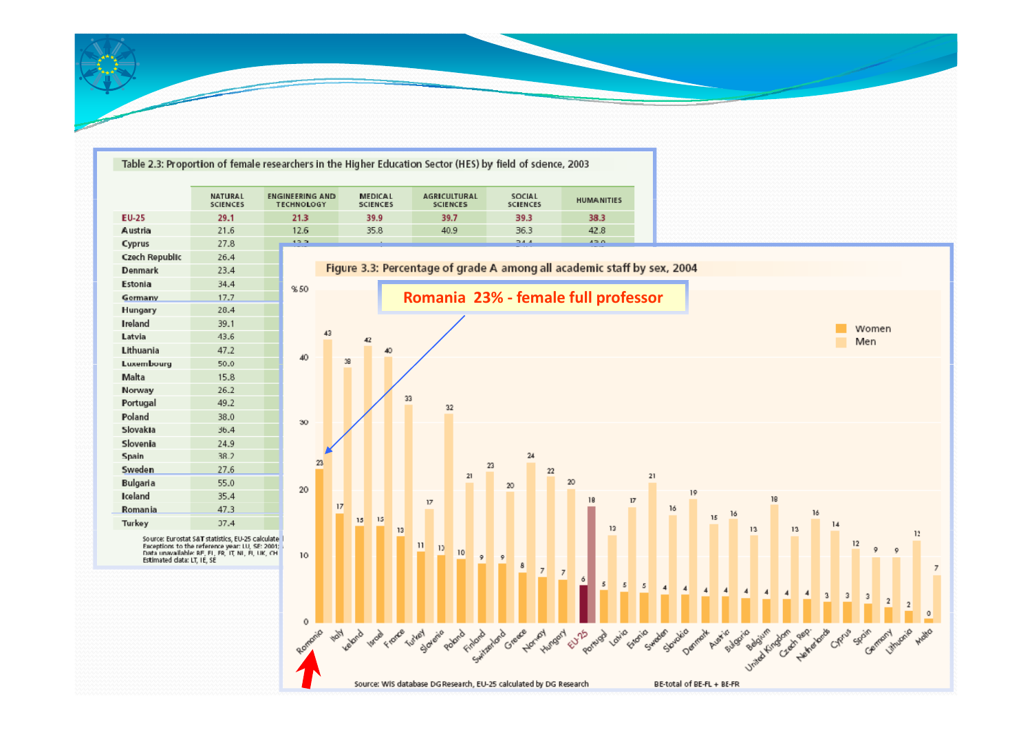Table 2.3: Proportion of female researchers in the Higher Education Sector (HES) by field of science, 2003

| | NATURAL SCIENCES | ENGINEERING AND TECHNOLOGY | MEDICAL SCIENCES | AGRICULTURAL SCIENCES | SOCIAL SCIENCES | HUMANITIES |
|---|---|---|---|---|---|---|
| EU-25 | 29.1 | 21.3 | 39.9 | 39.7 | 39.3 | 38.3 |
| Austria | 21.6 | 12.6 | 35.8 | 40.9 | 36.3 | 42.8 |
| Cyprus | 27.8 | | | | | |
| Czech Republic | 26.4 | | | | | |
| Denmark | 23.4 | | | | | |
| Estonia | 34.4 | | | | | |
| Germany | 17.7 | | | | | |
| Hungary | 28.4 | | | | | |
| Ireland | 39.1 | | | | | |
| Latvia | 43.6 | | | | | |
| Lithuania | 47.2 | | | | | |
| Luxembourg | 50.0 | | | | | |
| Malta | 15.8 | | | | | |
| Norway | 26.2 | | | | | |
| Portugal | 49.2 | | | | | |
| Poland | 38.0 | | | | | |
| Slovakia | 36.4 | | | | | |
| Slovenia | 24.9 | | | | | |
| Spain | 38.2 | | | | | |
| Sweden | 27.6 | | | | | |
| Bulgaria | 55.0 | | | | | |
| Iceland | 35.4 | | | | | |
| Romania | 47.3 | | | | | |
| Turkey | 37.4 | | | | | |

Source: Eurostat S&T statistics, EU-25 calculate...
Exceptions to the reference year: LU, SE: 2001; ...
Data unavailable: BE, FI, FR, IT, NL, PL, UK, CH ...
Estimated data: LT, IE, SE

Figure 3.3: Percentage of grade A among all academic staff by sex, 2004

**Romania 23% - female full professor**

| Country | Women | Men |
|---|---|---|
| Romania | 23 | 43 |
| Italy | 17 | 38 |
| Iceland | 15 | 42 |
| Israel | 15 | 40 |
| France | 13 | 33 |
| Turkey | 11 | 17 |
| Slovenia | 10 | 32 |
| Poland | 10 | 21 |
| Finland | 9 | 23 |
| Switzerland | 9 | 20 |
| Greece | 8 | 24 |
| Norway | 7 | 22 |
| Hungary | 7 | 20 |
| EU-25 | 6 | 18 |
| Portugal | 5 | 13 |
| Latvia | 5 | 17 |
| Estonia | 5 | 21 |
| Sweden | 4 | 16 |
| Slovakia | 4 | 19 |
| Denmark | 4 | 15 |
| Austria | 4 | 16 |
| Bulgaria | 4 | 13 |
| Belgium | 4 | 18 |
| United Kingdom | 4 | 13 |
| Czech Rep. | 4 | 16 |
| Netherlands | 3 | 14 |
| Cyprus | 3 | 12 |
| Spain | 3 | 9 |
| Germany | 2 | 9 |
| Lithuania | 2 | 12 |
| Malta | 0 | 7 |

Source: WIS database DG Research, EU-25 calculated by DG Research

BE-total of BE-FL + BE-FR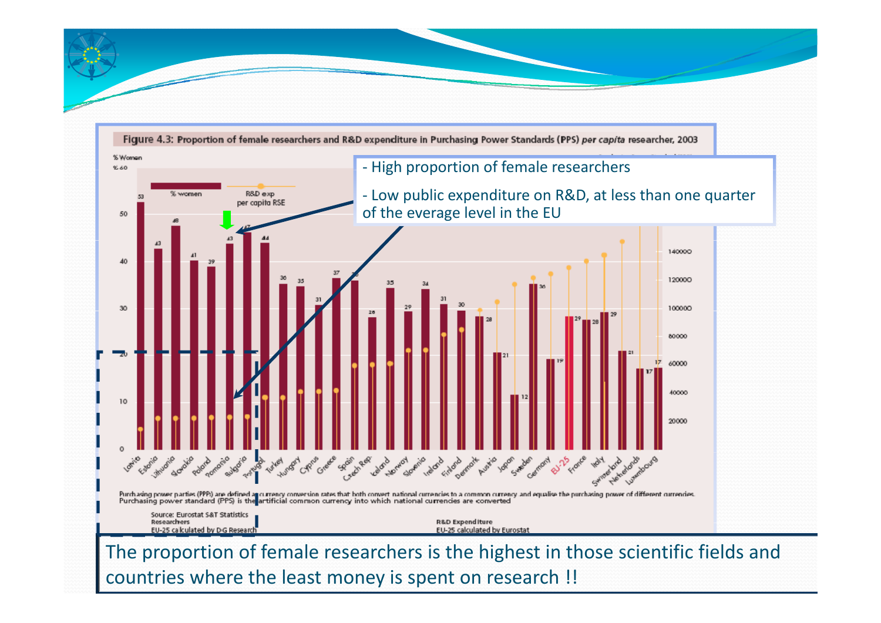**Figure 4.3: Proportion of female researchers and R&D expenditure in Purchasing Power Standards (PPS) *per capita* researcher, 2003**

- High proportion of female researchers
- Low public expenditure on R&D, at less than one quarter of the everage level in the EU

| Country | % women |
|---|---|
| Latvia | 53 |
| Estonia | 43 |
| Lithuania | 48 |
| Slovakia | 41 |
| Poland | 39 |
| Romania | 43 |
| Bulgaria | 47 |
| Portugal | 44 |
| Turkey | 36 |
| Hungary | 35 |
| Cyprus | 31 |
| Greece | 37 |
| Spain | 36 |
| Czech Rep. | 28 |
| Iceland | 35 |
| Norway | 29 |
| Slovenia | 34 |
| Ireland | 31 |
| Finland | 30 |
| Denmark | 28 |
| Austria | 21 |
| Japan | 12 |
| Sweden | 36 |
| Germany | 19 |
| EU-25 | 29 |
| France | 28 |
| Italy | 29 |
| Switzerland | 21 |
| Netherlands | 17 |
| Luxembourg | 17 |

Purchasing power parities (PPPs) are defined as currency conversion rates that both convert national currencies to a common currency and equalise the purchasing power of different currencies. Purchasing power standard (PPS) is the artificial common currency into which national currencies are converted

Source: Eurostat S&T Statistics
Researchers
EU-25 calculated by DG Research

R&D Expenditure
EU-25 calculated by Eurostat

The proportion of female researchers is the highest in those scientific fields and countries where the least money is spent on research !!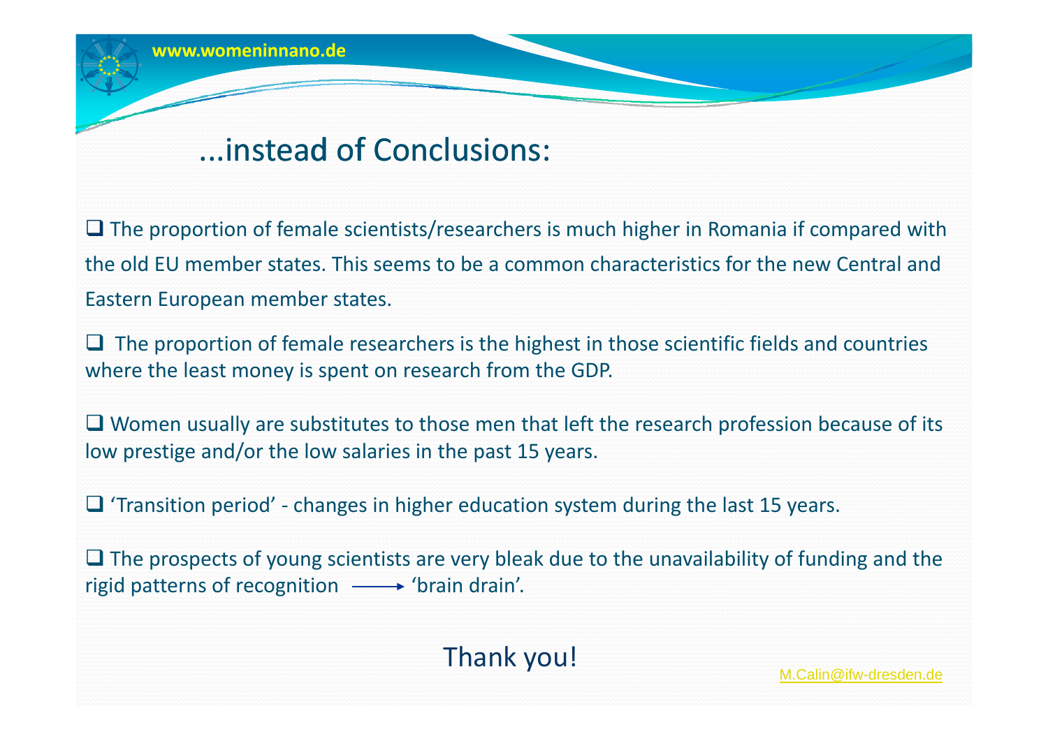## ...instead of Conclusions:

- The proportion of female scientists/researchers is much higher in Romania if compared with the old EU member states. This seems to be a common characteristics for the new Central and Eastern European member states.
- The proportion of female researchers is the highest in those scientific fields and countries where the least money is spent on research from the GDP.
- Women usually are substitutes to those men that left the research profession because of its low prestige and/or the low salaries in the past 15 years.
- 'Transition period' - changes in higher education system during the last 15 years.
- The prospects of young scientists are very bleak due to the unavailability of funding and the rigid patterns of recognition ⟶ 'brain drain'.

Thank you!

M.Calin@ifw-dresden.de